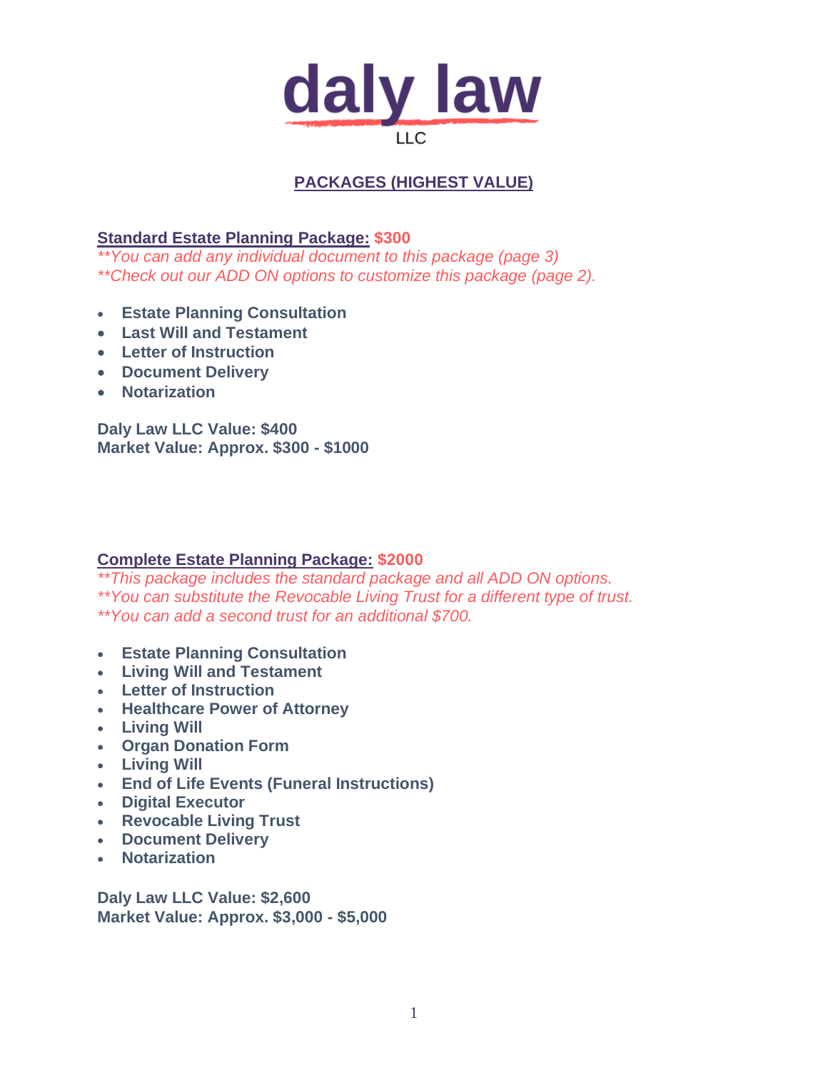# daly law

LLC

## PACKAGES (HIGHEST VALUE)

### Standard Estate Planning Package: $300

*\*\*You can add any individual document to this package (page 3)*
*\*\*Check out our ADD ON options to customize this package (page 2).*

- **Estate Planning Consultation**
- **Last Will and Testament**
- **Letter of Instruction**
- **Document Delivery**
- **Notarization**

**Daly Law LLC Value: $400**
**Market Value: Approx. $300 - $1000**

### Complete Estate Planning Package: $2000

*\*\*This package includes the standard package and all ADD ON options.*
*\*\*You can substitute the Revocable Living Trust for a different type of trust.*
*\*\*You can add a second trust for an additional $700.*

- **Estate Planning Consultation**
- **Living Will and Testament**
- **Letter of Instruction**
- **Healthcare Power of Attorney**
- **Living Will**
- **Organ Donation Form**
- **Living Will**
- **End of Life Events (Funeral Instructions)**
- **Digital Executor**
- **Revocable Living Trust**
- **Document Delivery**
- **Notarization**

**Daly Law LLC Value: $2,600**
**Market Value: Approx. $3,000 - $5,000**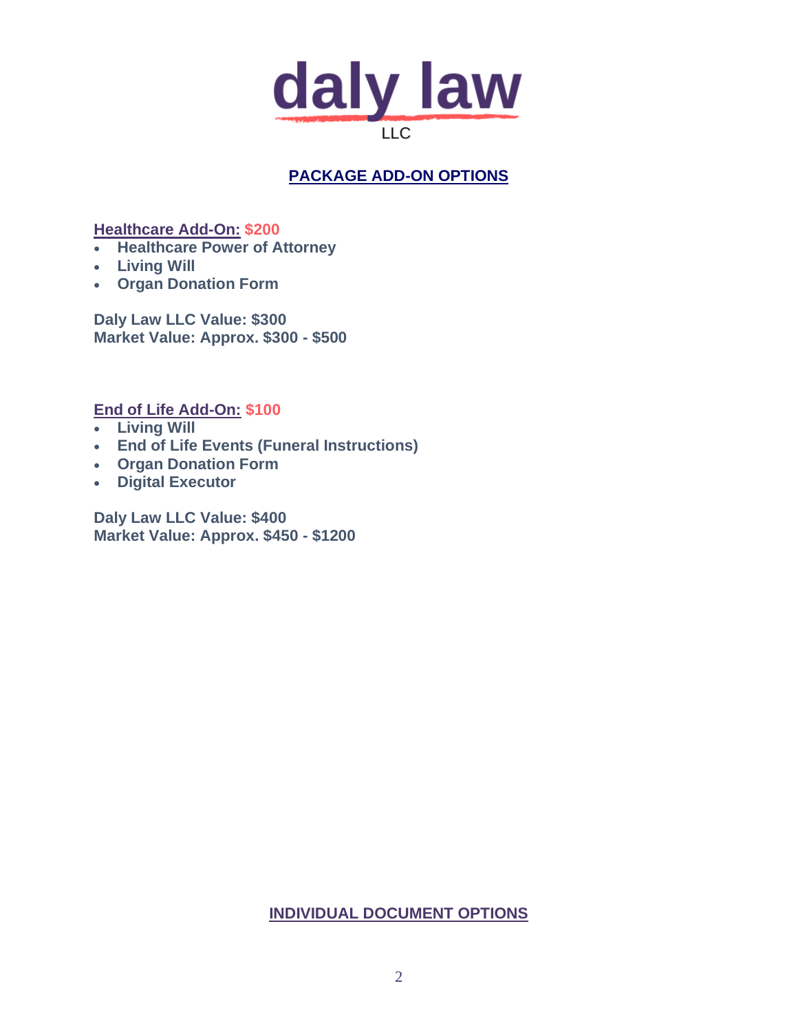# daly law
LLC

## PACKAGE ADD-ON OPTIONS

**Healthcare Add-On: $200**

- **Healthcare Power of Attorney**
- **Living Will**
- **Organ Donation Form**

**Daly Law LLC Value: $300**
**Market Value: Approx. $300 - $500**

**End of Life Add-On: $100**

- **Living Will**
- **End of Life Events (Funeral Instructions)**
- **Organ Donation Form**
- **Digital Executor**

**Daly Law LLC Value: $400**
**Market Value: Approx. $450 - $1200**

## INDIVIDUAL DOCUMENT OPTIONS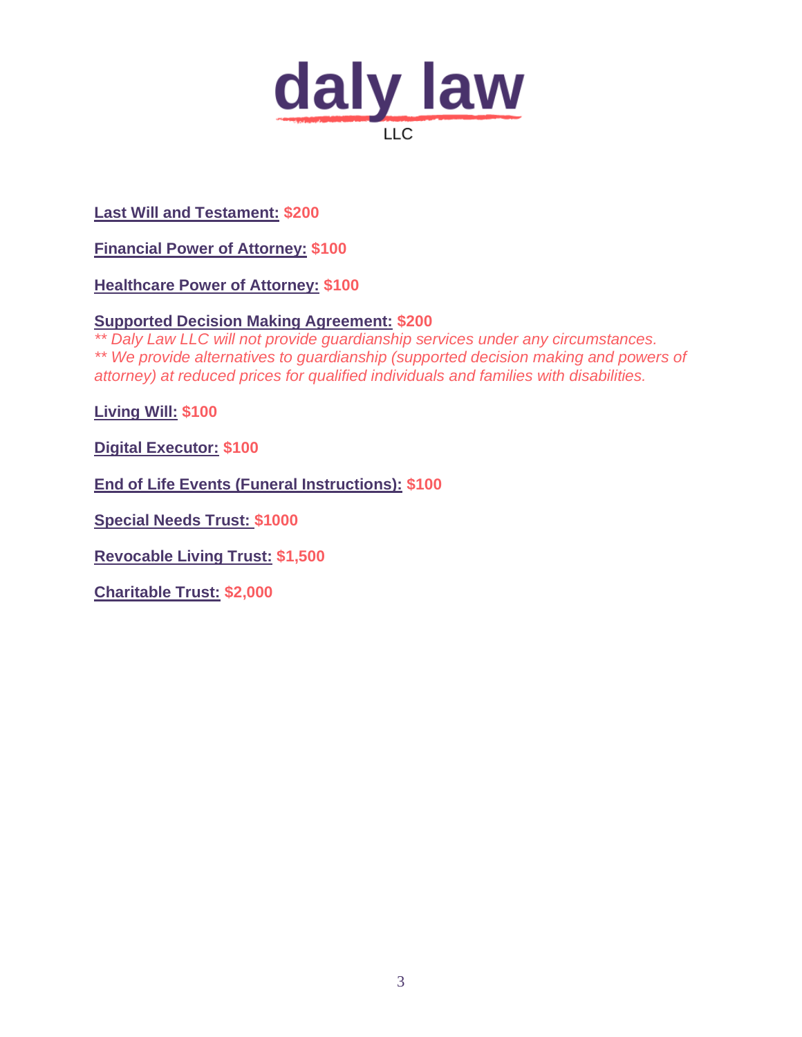daly law

LLC

**Last Will and Testament:** **$200**

**Financial Power of Attorney:** **$100**

**Healthcare Power of Attorney:** **$100**

**Supported Decision Making Agreement:** **$200**
*** Daly Law LLC will not provide guardianship services under any circumstances.*
*** We provide alternatives to guardianship (supported decision making and powers of attorney) at reduced prices for qualified individuals and families with disabilities.*

**Living Will:** **$100**

**Digital Executor:** **$100**

**End of Life Events (Funeral Instructions):** **$100**

**Special Needs Trust:** **$1000**

**Revocable Living Trust:** **$1,500**

**Charitable Trust:** **$2,000**